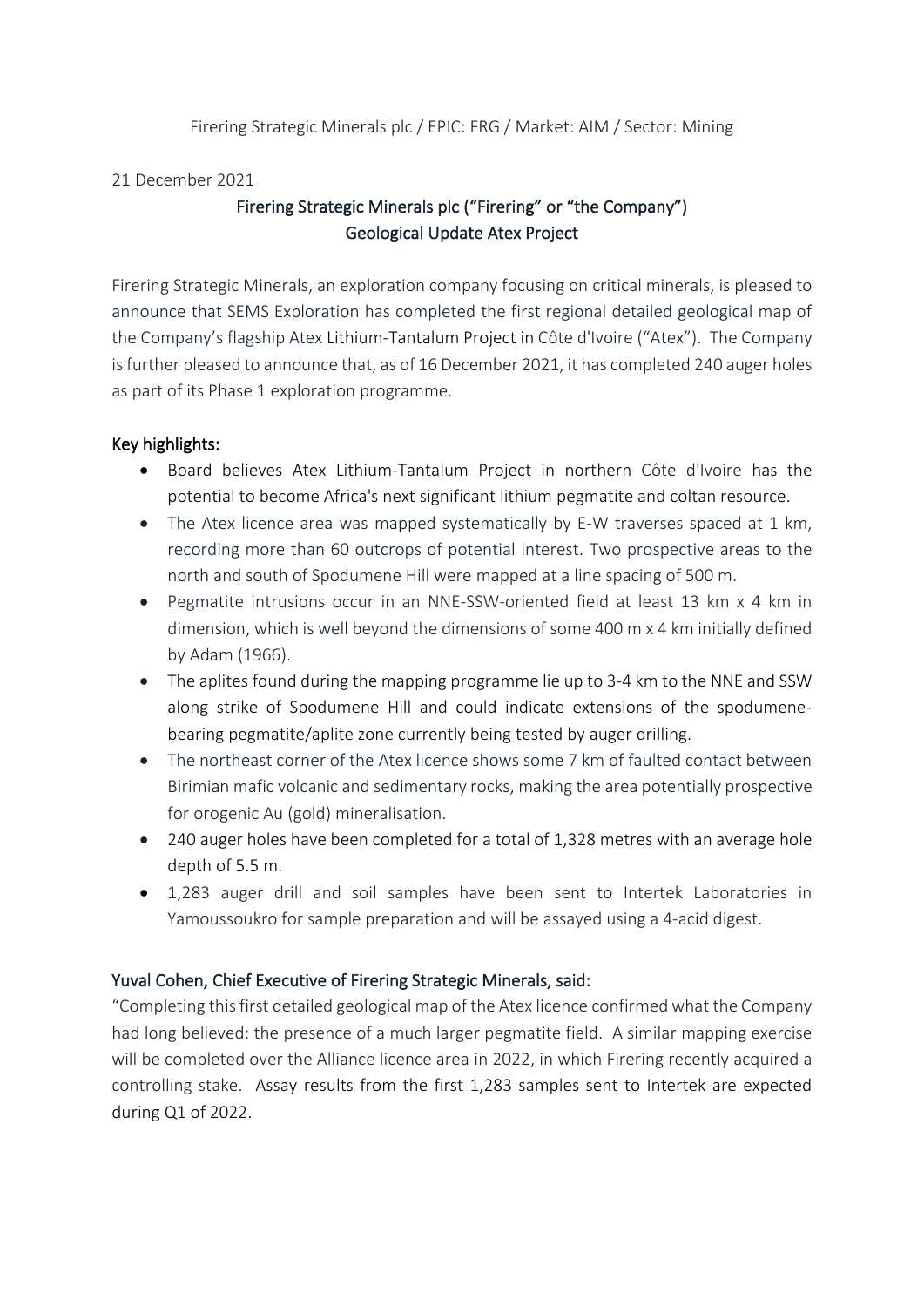Firering Strategic Minerals plc / EPIC: FRG / Market: AIM / Sector: Mining

21 December 2021

# Firering Strategic Minerals plc ("Firering" or "the Company")
## Geological Update Atex Project

Firering Strategic Minerals, an exploration company focusing on critical minerals, is pleased to announce that SEMS Exploration has completed the first regional detailed geological map of the Company's flagship Atex Lithium-Tantalum Project in Côte d'Ivoire ("Atex"). The Company is further pleased to announce that, as of 16 December 2021, it has completed 240 auger holes as part of its Phase 1 exploration programme.

### Key highlights:

- Board believes Atex Lithium-Tantalum Project in northern Côte d'Ivoire has the potential to become Africa's next significant lithium pegmatite and coltan resource.
- The Atex licence area was mapped systematically by E-W traverses spaced at 1 km, recording more than 60 outcrops of potential interest. Two prospective areas to the north and south of Spodumene Hill were mapped at a line spacing of 500 m.
- Pegmatite intrusions occur in an NNE-SSW-oriented field at least 13 km x 4 km in dimension, which is well beyond the dimensions of some 400 m x 4 km initially defined by Adam (1966).
- The aplites found during the mapping programme lie up to 3-4 km to the NNE and SSW along strike of Spodumene Hill and could indicate extensions of the spodumene-bearing pegmatite/aplite zone currently being tested by auger drilling.
- The northeast corner of the Atex licence shows some 7 km of faulted contact between Birimian mafic volcanic and sedimentary rocks, making the area potentially prospective for orogenic Au (gold) mineralisation.
- 240 auger holes have been completed for a total of 1,328 metres with an average hole depth of 5.5 m.
- 1,283 auger drill and soil samples have been sent to Intertek Laboratories in Yamoussoukro for sample preparation and will be assayed using a 4-acid digest.

### Yuval Cohen, Chief Executive of Firering Strategic Minerals, said:

"Completing this first detailed geological map of the Atex licence confirmed what the Company had long believed: the presence of a much larger pegmatite field. A similar mapping exercise will be completed over the Alliance licence area in 2022, in which Firering recently acquired a controlling stake. Assay results from the first 1,283 samples sent to Intertek are expected during Q1 of 2022.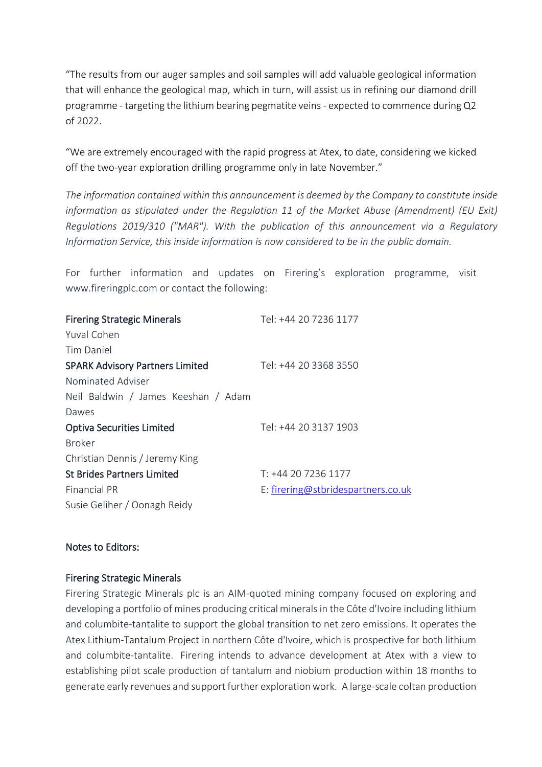"The results from our auger samples and soil samples will add valuable geological information that will enhance the geological map, which in turn, will assist us in refining our diamond drill programme - targeting the lithium bearing pegmatite veins - expected to commence during Q2 of 2022.

"We are extremely encouraged with the rapid progress at Atex, to date, considering we kicked off the two-year exploration drilling programme only in late November."

*The information contained within this announcement is deemed by the Company to constitute inside information as stipulated under the Regulation 11 of the Market Abuse (Amendment) (EU Exit) Regulations 2019/310 ("MAR"). With the publication of this announcement via a Regulatory Information Service, this inside information is now considered to be in the public domain.*

For further information and updates on Firering's exploration programme, visit www.fireringplc.com or contact the following:

| | |
|---|---|
| **Firering Strategic Minerals** | Tel: +44 20 7236 1177 |
| Yuval Cohen | |
| Tim Daniel | |
| **SPARK Advisory Partners Limited** | Tel: +44 20 3368 3550 |
| Nominated Adviser | |
| Neil Baldwin / James Keeshan / Adam Dawes | |
| **Optiva Securities Limited** | Tel: +44 20 3137 1903 |
| Broker | |
| Christian Dennis / Jeremy King | |
| **St Brides Partners Limited** | T: +44 20 7236 1177 |
| Financial PR | E: firering@stbridespartners.co.uk |
| Susie Geliher / Oonagh Reidy | |

**Notes to Editors:**

**Firering Strategic Minerals**

Firering Strategic Minerals plc is an AIM-quoted mining company focused on exploring and developing a portfolio of mines producing critical minerals in the Côte d'Ivoire including lithium and columbite-tantalite to support the global transition to net zero emissions. It operates the Atex Lithium-Tantalum Project in northern Côte d'Ivoire, which is prospective for both lithium and columbite-tantalite. Firering intends to advance development at Atex with a view to establishing pilot scale production of tantalum and niobium production within 18 months to generate early revenues and support further exploration work. A large-scale coltan production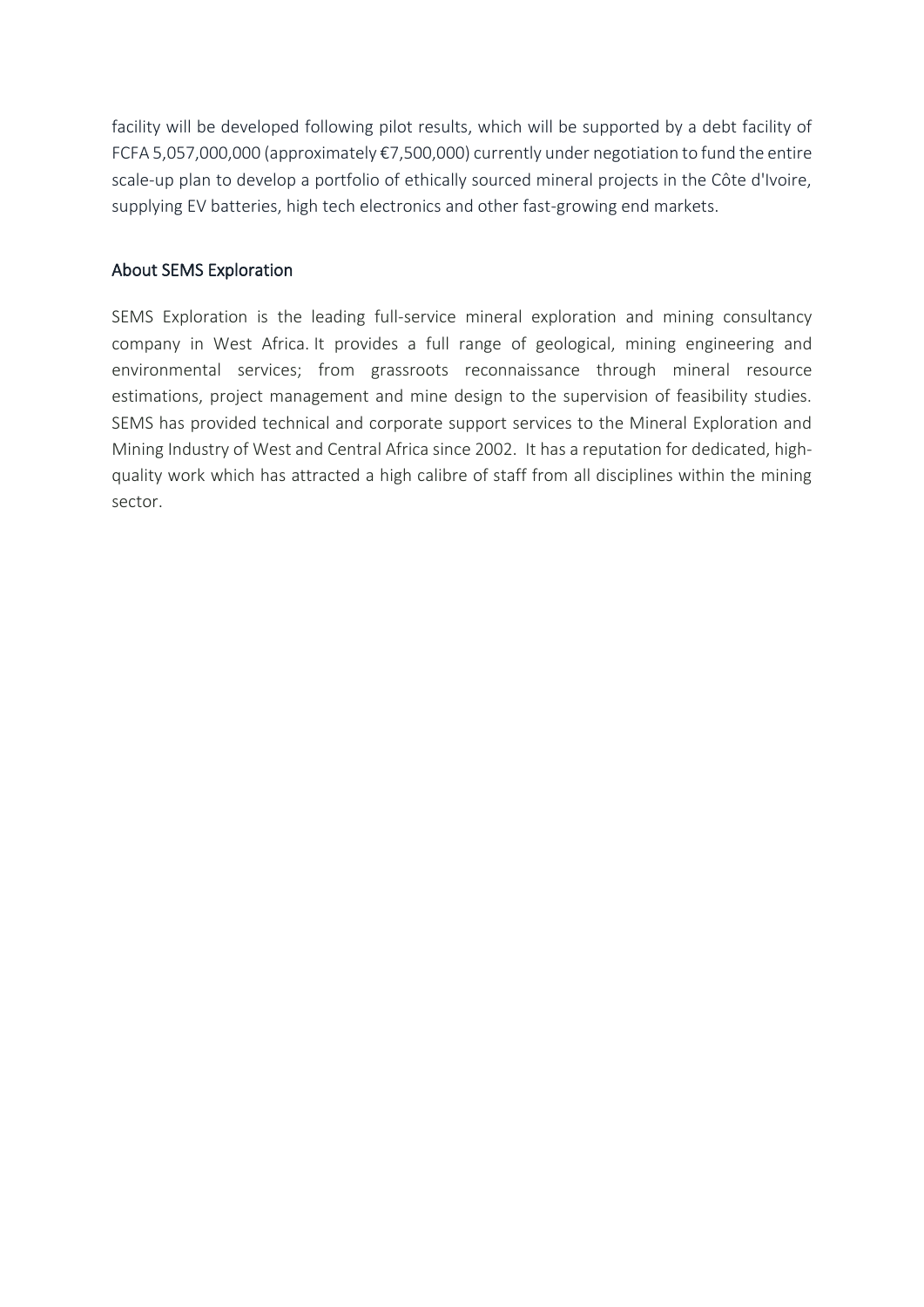facility will be developed following pilot results, which will be supported by a debt facility of FCFA 5,057,000,000 (approximately €7,500,000) currently under negotiation to fund the entire scale-up plan to develop a portfolio of ethically sourced mineral projects in the Côte d'Ivoire, supplying EV batteries, high tech electronics and other fast-growing end markets.

## About SEMS Exploration

SEMS Exploration is the leading full-service mineral exploration and mining consultancy company in West Africa. It provides a full range of geological, mining engineering and environmental services; from grassroots reconnaissance through mineral resource estimations, project management and mine design to the supervision of feasibility studies. SEMS has provided technical and corporate support services to the Mineral Exploration and Mining Industry of West and Central Africa since 2002. It has a reputation for dedicated, high-quality work which has attracted a high calibre of staff from all disciplines within the mining sector.